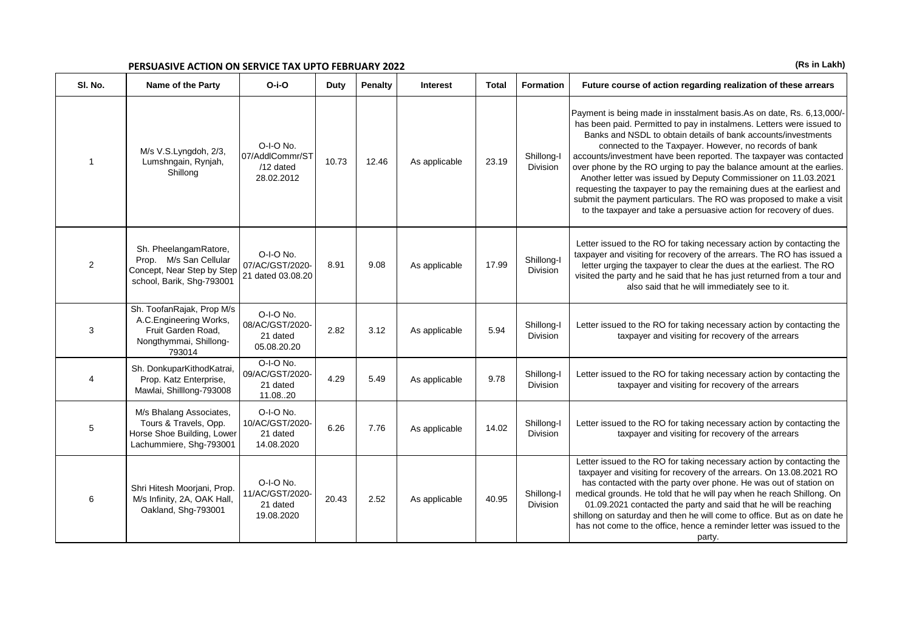## PERSUASIVE ACTION ON SERVICE TAX UPTO FEBRUARY 2022

**(Rs in Lakh)**

| Sl. No. | Name of the Party | O-i-O | Duty | Penalty | Interest | Total | Formation | Future course of action regarding realization of these arrears |
|---|---|---|---|---|---|---|---|---|
| 1 | M/s V.S.Lyngdoh, 2/3, Lumshngain, Rynjah, Shillong | O-I-O No. 07/AddlCommr/ST /12 dated 28.02.2012 | 10.73 | 12.46 | As applicable | 23.19 | Shillong-I Division | Payment is being made in insstalment basis.As on date, Rs. 6,13,000/- has been paid. Permitted to pay in instalmens. Letters were issued to Banks and NSDL to obtain details of bank accounts/investments connected to the Taxpayer. However, no records of bank accounts/investment have been reported. The taxpayer was contacted over phone by the RO urging to pay the balance amount at the earlies. Another letter was issued by Deputy Commissioner on 11.03.2021 requesting the taxpayer to pay the remaining dues at the earliest and submit the payment particulars. The RO was proposed to make a visit to the taxpayer and take a persuasive action for recovery of dues. |
| 2 | Sh. PheelangamRatore, Prop. M/s San Cellular Concept, Near Step by Step school, Barik, Shg-793001 | O-I-O No. 07/AC/GST/2020-21 dated 03.08.20 | 8.91 | 9.08 | As applicable | 17.99 | Shillong-I Division | Letter issued to the RO for taking necessary action by contacting the taxpayer and visiting for recovery of the arrears. The RO has issued a letter urging the taxpayer to clear the dues at the earliest. The RO visited the party and he said that he has just returned from a tour and also said that he will immediately see to it. |
| 3 | Sh. ToofanRajak, Prop M/s A.C.Engineering Works, Fruit Garden Road, Nongthymmai, Shillong-793014 | O-I-O No. 08/AC/GST/2020-21 dated 05.08.20.20 | 2.82 | 3.12 | As applicable | 5.94 | Shillong-I Division | Letter issued to the RO for taking necessary action by contacting the taxpayer and visiting for recovery of the arrears |
| 4 | Sh. DonkuparKithodKatrai, Prop. Katz Enterprise, Mawlai, Shilllong-793008 | O-I-O No. 09/AC/GST/2020-21 dated 11.08..20 | 4.29 | 5.49 | As applicable | 9.78 | Shillong-I Division | Letter issued to the RO for taking necessary action by contacting the taxpayer and visiting for recovery of the arrears |
| 5 | M/s Bhalang Associates, Tours & Travels, Opp. Horse Shoe Building, Lower Lachummiere, Shg-793001 | O-I-O No. 10/AC/GST/2020-21 dated 14.08.2020 | 6.26 | 7.76 | As applicable | 14.02 | Shillong-I Division | Letter issued to the RO for taking necessary action by contacting the taxpayer and visiting for recovery of the arrears |
| 6 | Shri Hitesh Moorjani, Prop. M/s Infinity, 2A, OAK Hall, Oakland, Shg-793001 | O-I-O No. 11/AC/GST/2020-21 dated 19.08.2020 | 20.43 | 2.52 | As applicable | 40.95 | Shillong-I Division | Letter issued to the RO for taking necessary action by contacting the taxpayer and visiting for recovery of the arrears. On 13.08.2021 RO has contacted with the party over phone. He was out of station on medical grounds. He told that he will pay when he reach Shillong. On 01.09.2021 contacted the party and said that he will be reaching shillong on saturday and then he will come to office. But as on date he has not come to the office, hence a reminder letter was issued to the party. |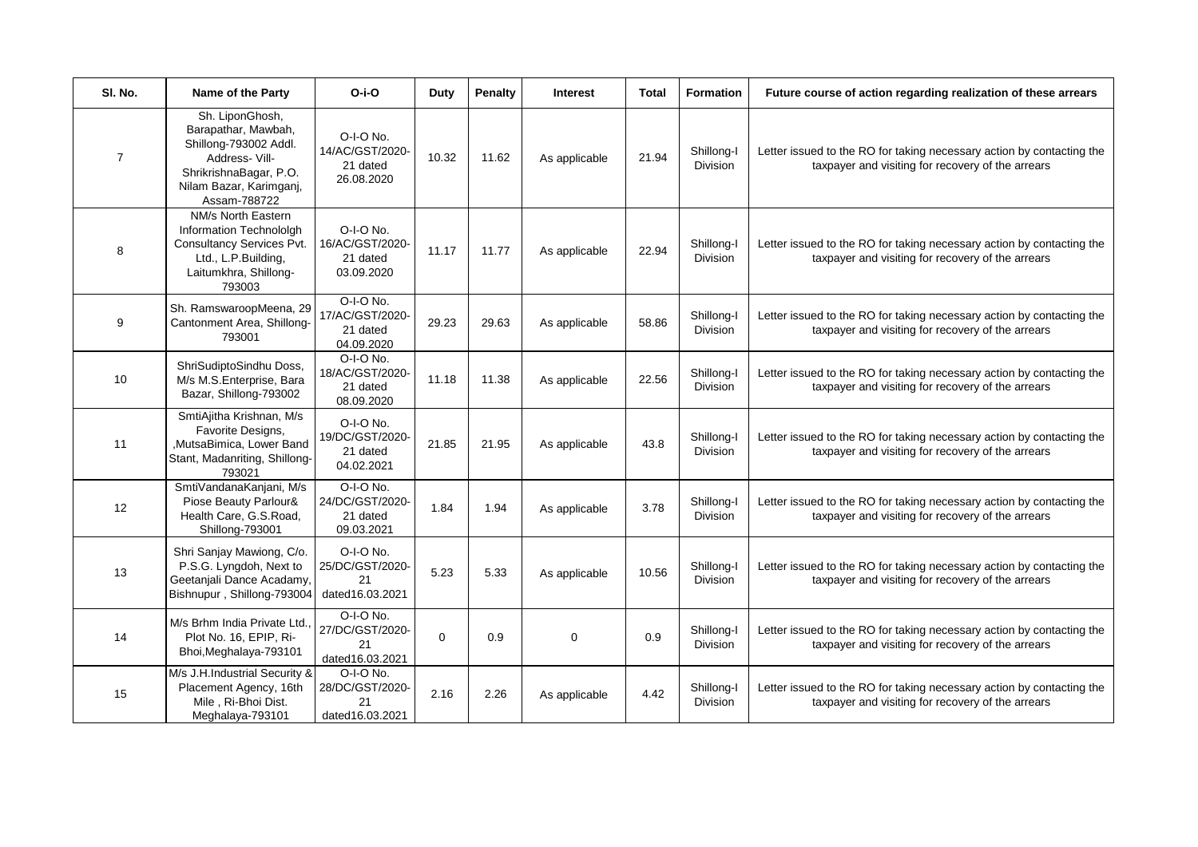| Sl. No. | Name of the Party | O-i-O | Duty | Penalty | Interest | Total | Formation | Future course of action regarding realization of these arrears |
|---|---|---|---|---|---|---|---|---|
| 7 | Sh. LiponGhosh, Barapathar, Mawbah, Shillong-793002 Addl. Address- Vill- ShrikrishnaBagar, P.O. Nilam Bazar, Karimganj, Assam-788722 | O-I-O No. 14/AC/GST/2020-21 dated 26.08.2020 | 10.32 | 11.62 | As applicable | 21.94 | Shillong-I Division | Letter issued to the RO for taking necessary action by contacting the taxpayer and visiting for recovery of the arrears |
| 8 | NM/s North Eastern Information Technololgh Consultancy Services Pvt. Ltd., L.P.Building, Laitumkhra, Shillong-793003 | O-I-O No. 16/AC/GST/2020-21 dated 03.09.2020 | 11.17 | 11.77 | As applicable | 22.94 | Shillong-I Division | Letter issued to the RO for taking necessary action by contacting the taxpayer and visiting for recovery of the arrears |
| 9 | Sh. RamswaroopMeena, 29 Cantonment Area, Shillong-793001 | O-I-O No. 17/AC/GST/2020-21 dated 04.09.2020 | 29.23 | 29.63 | As applicable | 58.86 | Shillong-I Division | Letter issued to the RO for taking necessary action by contacting the taxpayer and visiting for recovery of the arrears |
| 10 | ShriSudiptoSindhu Doss, M/s M.S.Enterprise, Bara Bazar, Shillong-793002 | O-I-O No. 18/AC/GST/2020-21 dated 08.09.2020 | 11.18 | 11.38 | As applicable | 22.56 | Shillong-I Division | Letter issued to the RO for taking necessary action by contacting the taxpayer and visiting for recovery of the arrears |
| 11 | SmtiAjitha Krishnan, M/s Favorite Designs, ,MutsaBimica, Lower Band Stant, Madanriting, Shillong-793021 | O-I-O No. 19/DC/GST/2020-21 dated 04.02.2021 | 21.85 | 21.95 | As applicable | 43.8 | Shillong-I Division | Letter issued to the RO for taking necessary action by contacting the taxpayer and visiting for recovery of the arrears |
| 12 | SmtiVandanaKanjani, M/s Piose Beauty Parlour& Health Care, G.S.Road, Shillong-793001 | O-I-O No. 24/DC/GST/2020-21 dated 09.03.2021 | 1.84 | 1.94 | As applicable | 3.78 | Shillong-I Division | Letter issued to the RO for taking necessary action by contacting the taxpayer and visiting for recovery of the arrears |
| 13 | Shri Sanjay Mawiong, C/o. P.S.G. Lyngdoh, Next to Geetanjali Dance Acadamy, Bishnupur , Shillong-793004 | O-I-O No. 25/DC/GST/2020-21 dated16.03.2021 | 5.23 | 5.33 | As applicable | 10.56 | Shillong-I Division | Letter issued to the RO for taking necessary action by contacting the taxpayer and visiting for recovery of the arrears |
| 14 | M/s Brhm India Private Ltd., Plot No. 16, EPIP, Ri-Bhoi,Meghalaya-793101 | O-I-O No. 27/DC/GST/2020-21 dated16.03.2021 | 0 | 0.9 | 0 | 0.9 | Shillong-I Division | Letter issued to the RO for taking necessary action by contacting the taxpayer and visiting for recovery of the arrears |
| 15 | M/s J.H.Industrial Security & Placement Agency, 16th Mile , Ri-Bhoi Dist. Meghalaya-793101 | O-I-O No. 28/DC/GST/2020-21 dated16.03.2021 | 2.16 | 2.26 | As applicable | 4.42 | Shillong-I Division | Letter issued to the RO for taking necessary action by contacting the taxpayer and visiting for recovery of the arrears |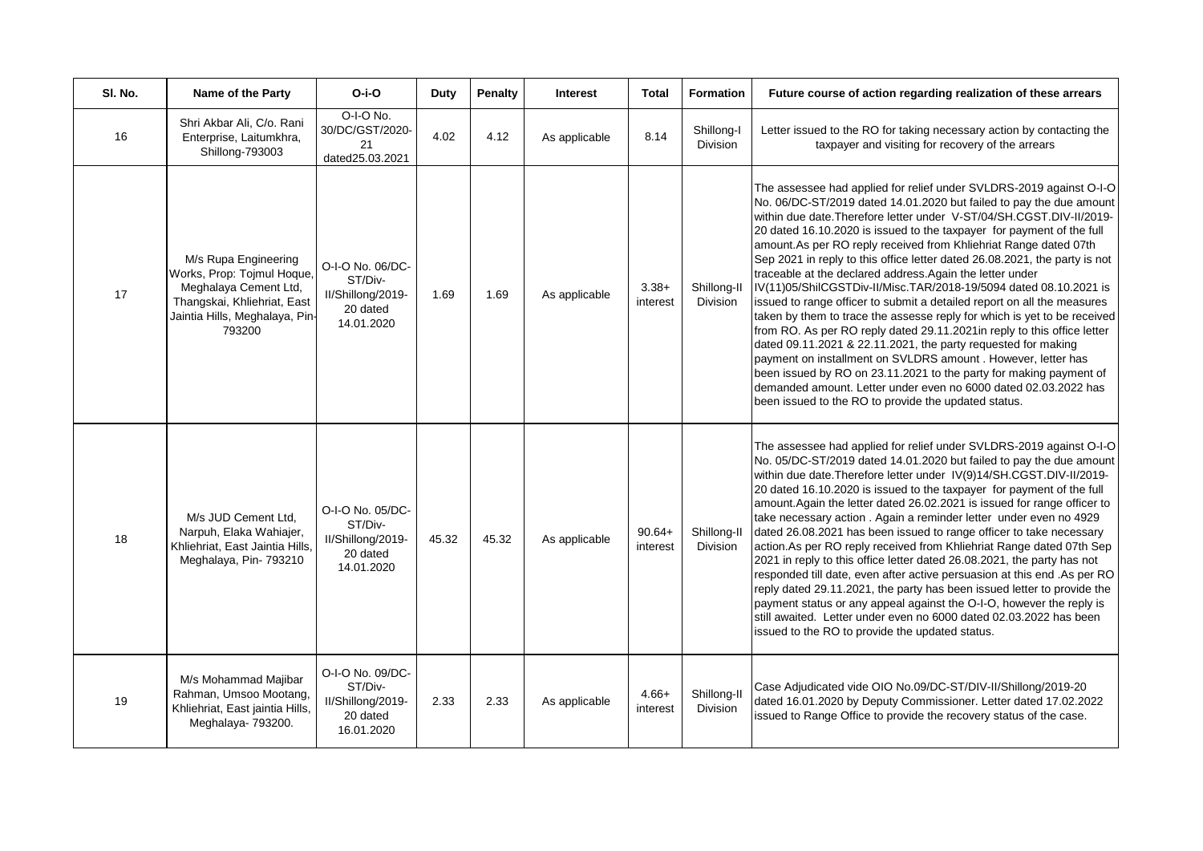| Sl. No. | Name of the Party | O-i-O | Duty | Penalty | Interest | Total | Formation | Future course of action regarding realization of these arrears |
|---|---|---|---|---|---|---|---|---|
| 16 | Shri Akbar Ali, C/o. Rani Enterprise, Laitumkhra, Shillong-793003 | O-I-O No. 30/DC/GST/2020-21 dated25.03.2021 | 4.02 | 4.12 | As applicable | 8.14 | Shillong-I Division | Letter issued to the RO for taking necessary action by contacting the taxpayer and visiting for recovery of the arrears |
| 17 | M/s Rupa Engineering Works, Prop: Tojmul Hoque, Meghalaya Cement Ltd, Thangskai, Khliehriat, East Jaintia Hills, Meghalaya, Pin-793200 | O-I-O No. 06/DC-ST/Div-II/Shillong/2019-20 dated 14.01.2020 | 1.69 | 1.69 | As applicable | 3.38+ interest | Shillong-II Division | The assessee had applied for relief under SVLDRS-2019 against O-I-O No. 06/DC-ST/2019 dated 14.01.2020 but failed to pay the due amount within due date.Therefore letter under V-ST/04/SH.CGST.DIV-II/2019-20 dated 16.10.2020 is issued to the taxpayer for payment of the full amount.As per RO reply received from Khliehriat Range dated 07th Sep 2021 in reply to this office letter dated 26.08.2021, the party is not traceable at the declared address.Again the letter under IV(11)05/ShilCGSTDiv-II/Misc.TAR/2018-19/5094 dated 08.10.2021 is issued to range officer to submit a detailed report on all the measures taken by them to trace the assesse reply for which is yet to be received from RO. As per RO reply dated 29.11.2021in reply to this office letter dated 09.11.2021 & 22.11.2021, the party requested for making payment on installment on SVLDRS amount . However, letter has been issued by RO on 23.11.2021 to the party for making payment of demanded amount. Letter under even no 6000 dated 02.03.2022 has been issued to the RO to provide the updated status. |
| 18 | M/s JUD Cement Ltd, Narpuh, Elaka Wahiajer, Khliehriat, East Jaintia Hills, Meghalaya, Pin- 793210 | O-I-O No. 05/DC-ST/Div-II/Shillong/2019-20 dated 14.01.2020 | 45.32 | 45.32 | As applicable | 90.64+ interest | Shillong-II Division | The assessee had applied for relief under SVLDRS-2019 against O-I-O No. 05/DC-ST/2019 dated 14.01.2020 but failed to pay the due amount within due date.Therefore letter under IV(9)14/SH.CGST.DIV-II/2019-20 dated 16.10.2020 is issued to the taxpayer for payment of the full amount.Again the letter dated 26.02.2021 is issued for range officer to take necessary action . Again a reminder letter under even no 4929 dated 26.08.2021 has been issued to range officer to take necessary action.As per RO reply received from Khliehriat Range dated 07th Sep 2021 in reply to this office letter dated 26.08.2021, the party has not responded till date, even after active persuasion at this end .As per RO reply dated 29.11.2021, the party has been issued letter to provide the payment status or any appeal against the O-I-O, however the reply is still awaited. Letter under even no 6000 dated 02.03.2022 has been issued to the RO to provide the updated status. |
| 19 | M/s Mohammad Majibar Rahman, Umsoo Mootang, Khliehriat, East jaintia Hills, Meghalaya- 793200. | O-I-O No. 09/DC-ST/Div-II/Shillong/2019-20 dated 16.01.2020 | 2.33 | 2.33 | As applicable | 4.66+ interest | Shillong-II Division | Case Adjudicated vide OIO No.09/DC-ST/DIV-II/Shillong/2019-20 dated 16.01.2020 by Deputy Commissioner. Letter dated 17.02.2022 issued to Range Office to provide the recovery status of the case. |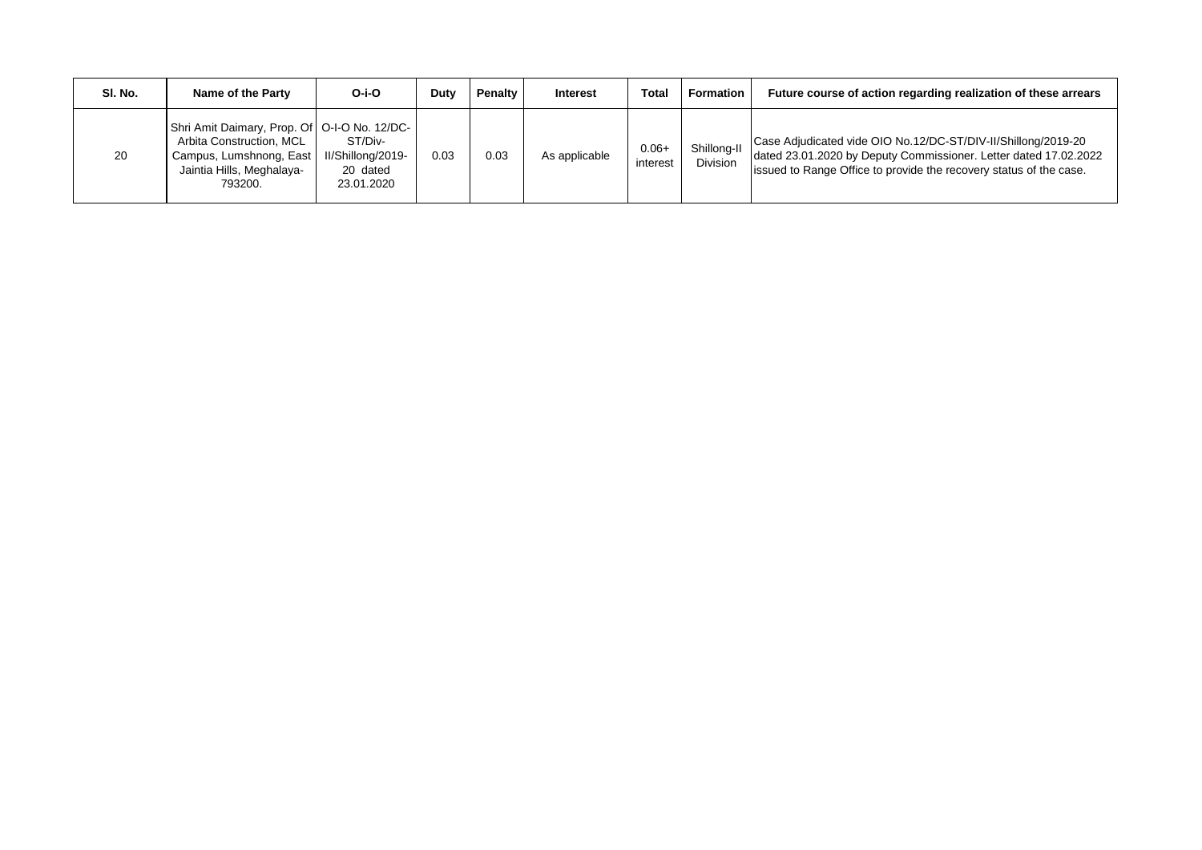| Sl. No. | Name of the Party | O-i-O | Duty | Penalty | Interest | Total | Formation | Future course of action regarding realization of these arrears |
|---|---|---|---|---|---|---|---|---|
| 20 | Shri Amit Daimary, Prop. Of Arbita Construction, MCL Campus, Lumshnong, East Jaintia Hills, Meghalaya-793200. | O-I-O No. 12/DC-ST/Div-II/Shillong/2019-20 dated 23.01.2020 | 0.03 | 0.03 | As applicable | 0.06+ interest | Shillong-II Division | Case Adjudicated vide OIO No.12/DC-ST/DIV-II/Shillong/2019-20 dated 23.01.2020 by Deputy Commissioner. Letter dated 17.02.2022 issued to Range Office to provide the recovery status of the case. |